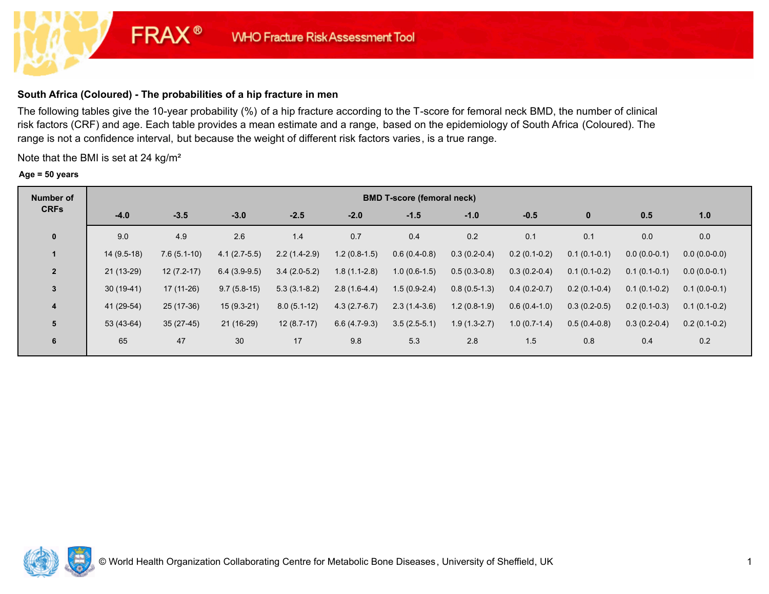FRAX® WHO Fracture Risk Assessment Tool

**South Africa (Coloured) - The probabilities of a hip fracture in men**

The following tables give the 10-year probability (%) of a hip fracture according to the T-score for femoral neck BMD, the number of clinical risk factors (CRF) and age. Each table provides a mean estimate and a range, based on the epidemiology of South Africa (Coloured). The range is not a confidence interval, but because the weight of different risk factors varies, is a true range.

Note that the BMI is set at 24 kg/m²

**Age = 50 years**

| Number of CRFs | BMD T-score (femoral neck) | | | | | | | | | | |
|---|---|---|---|---|---|---|---|---|---|---|---|
| | -4.0 | -3.5 | -3.0 | -2.5 | -2.0 | -1.5 | -1.0 | -0.5 | 0 | 0.5 | 1.0 |
| 0 | 9.0 | 4.9 | 2.6 | 1.4 | 0.7 | 0.4 | 0.2 | 0.1 | 0.1 | 0.0 | 0.0 |
| 1 | 14 (9.5-18) | 7.6 (5.1-10) | 4.1 (2.7-5.5) | 2.2 (1.4-2.9) | 1.2 (0.8-1.5) | 0.6 (0.4-0.8) | 0.3 (0.2-0.4) | 0.2 (0.1-0.2) | 0.1 (0.1-0.1) | 0.0 (0.0-0.1) | 0.0 (0.0-0.0) |
| 2 | 21 (13-29) | 12 (7.2-17) | 6.4 (3.9-9.5) | 3.4 (2.0-5.2) | 1.8 (1.1-2.8) | 1.0 (0.6-1.5) | 0.5 (0.3-0.8) | 0.3 (0.2-0.4) | 0.1 (0.1-0.2) | 0.1 (0.1-0.1) | 0.0 (0.0-0.1) |
| 3 | 30 (19-41) | 17 (11-26) | 9.7 (5.8-15) | 5.3 (3.1-8.2) | 2.8 (1.6-4.4) | 1.5 (0.9-2.4) | 0.8 (0.5-1.3) | 0.4 (0.2-0.7) | 0.2 (0.1-0.4) | 0.1 (0.1-0.2) | 0.1 (0.0-0.1) |
| 4 | 41 (29-54) | 25 (17-36) | 15 (9.3-21) | 8.0 (5.1-12) | 4.3 (2.7-6.7) | 2.3 (1.4-3.6) | 1.2 (0.8-1.9) | 0.6 (0.4-1.0) | 0.3 (0.2-0.5) | 0.2 (0.1-0.3) | 0.1 (0.1-0.2) |
| 5 | 53 (43-64) | 35 (27-45) | 21 (16-29) | 12 (8.7-17) | 6.6 (4.7-9.3) | 3.5 (2.5-5.1) | 1.9 (1.3-2.7) | 1.0 (0.7-1.4) | 0.5 (0.4-0.8) | 0.3 (0.2-0.4) | 0.2 (0.1-0.2) |
| 6 | 65 | 47 | 30 | 17 | 9.8 | 5.3 | 2.8 | 1.5 | 0.8 | 0.4 | 0.2 |

© World Health Organization Collaborating Centre for Metabolic Bone Diseases, University of Sheffield, UK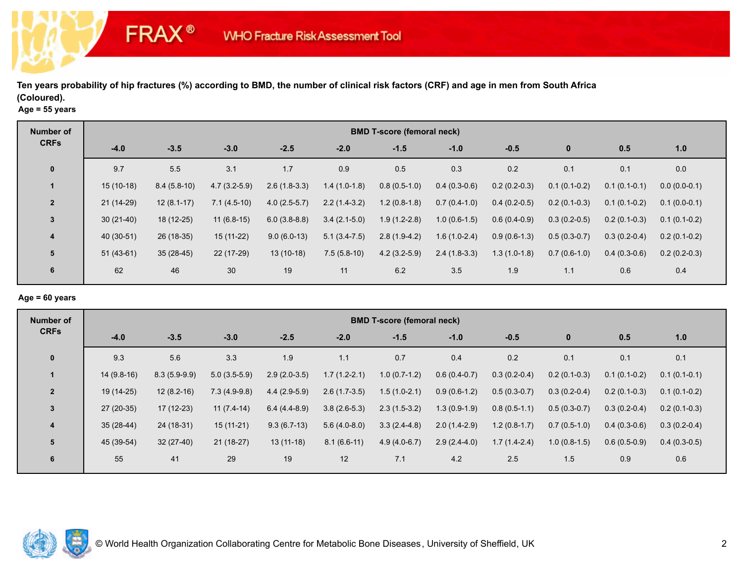**Ten years probability of hip fractures (%) according to BMD, the number of clinical risk factors (CRF) and age in men from South Africa (Coloured).**

**Age = 55 years**

| Number of CRFs | BMD T-score (femoral neck) | | | | | | | | | | |
|---|---|---|---|---|---|---|---|---|---|---|---|
| | -4.0 | -3.5 | -3.0 | -2.5 | -2.0 | -1.5 | -1.0 | -0.5 | 0 | 0.5 | 1.0 |
| 0 | 9.7 | 5.5 | 3.1 | 1.7 | 0.9 | 0.5 | 0.3 | 0.2 | 0.1 | 0.1 | 0.0 |
| 1 | 15 (10-18) | 8.4 (5.8-10) | 4.7 (3.2-5.9) | 2.6 (1.8-3.3) | 1.4 (1.0-1.8) | 0.8 (0.5-1.0) | 0.4 (0.3-0.6) | 0.2 (0.2-0.3) | 0.1 (0.1-0.2) | 0.1 (0.1-0.1) | 0.0 (0.0-0.1) |
| 2 | 21 (14-29) | 12 (8.1-17) | 7.1 (4.5-10) | 4.0 (2.5-5.7) | 2.2 (1.4-3.2) | 1.2 (0.8-1.8) | 0.7 (0.4-1.0) | 0.4 (0.2-0.5) | 0.2 (0.1-0.3) | 0.1 (0.1-0.2) | 0.1 (0.0-0.1) |
| 3 | 30 (21-40) | 18 (12-25) | 11 (6.8-15) | 6.0 (3.8-8.8) | 3.4 (2.1-5.0) | 1.9 (1.2-2.8) | 1.0 (0.6-1.5) | 0.6 (0.4-0.9) | 0.3 (0.2-0.5) | 0.2 (0.1-0.3) | 0.1 (0.1-0.2) |
| 4 | 40 (30-51) | 26 (18-35) | 15 (11-22) | 9.0 (6.0-13) | 5.1 (3.4-7.5) | 2.8 (1.9-4.2) | 1.6 (1.0-2.4) | 0.9 (0.6-1.3) | 0.5 (0.3-0.7) | 0.3 (0.2-0.4) | 0.2 (0.1-0.2) |
| 5 | 51 (43-61) | 35 (28-45) | 22 (17-29) | 13 (10-18) | 7.5 (5.8-10) | 4.2 (3.2-5.9) | 2.4 (1.8-3.3) | 1.3 (1.0-1.8) | 0.7 (0.6-1.0) | 0.4 (0.3-0.6) | 0.2 (0.2-0.3) |
| 6 | 62 | 46 | 30 | 19 | 11 | 6.2 | 3.5 | 1.9 | 1.1 | 0.6 | 0.4 |

**Age = 60 years**

| Number of CRFs | BMD T-score (femoral neck) | | | | | | | | | | |
|---|---|---|---|---|---|---|---|---|---|---|---|
| | -4.0 | -3.5 | -3.0 | -2.5 | -2.0 | -1.5 | -1.0 | -0.5 | 0 | 0.5 | 1.0 |
| 0 | 9.3 | 5.6 | 3.3 | 1.9 | 1.1 | 0.7 | 0.4 | 0.2 | 0.1 | 0.1 | 0.1 |
| 1 | 14 (9.8-16) | 8.3 (5.9-9.9) | 5.0 (3.5-5.9) | 2.9 (2.0-3.5) | 1.7 (1.2-2.1) | 1.0 (0.7-1.2) | 0.6 (0.4-0.7) | 0.3 (0.2-0.4) | 0.2 (0.1-0.3) | 0.1 (0.1-0.2) | 0.1 (0.1-0.1) |
| 2 | 19 (14-25) | 12 (8.2-16) | 7.3 (4.9-9.8) | 4.4 (2.9-5.9) | 2.6 (1.7-3.5) | 1.5 (1.0-2.1) | 0.9 (0.6-1.2) | 0.5 (0.3-0.7) | 0.3 (0.2-0.4) | 0.2 (0.1-0.3) | 0.1 (0.1-0.2) |
| 3 | 27 (20-35) | 17 (12-23) | 11 (7.4-14) | 6.4 (4.4-8.9) | 3.8 (2.6-5.3) | 2.3 (1.5-3.2) | 1.3 (0.9-1.9) | 0.8 (0.5-1.1) | 0.5 (0.3-0.7) | 0.3 (0.2-0.4) | 0.2 (0.1-0.3) |
| 4 | 35 (28-44) | 24 (18-31) | 15 (11-21) | 9.3 (6.7-13) | 5.6 (4.0-8.0) | 3.3 (2.4-4.8) | 2.0 (1.4-2.9) | 1.2 (0.8-1.7) | 0.7 (0.5-1.0) | 0.4 (0.3-0.6) | 0.3 (0.2-0.4) |
| 5 | 45 (39-54) | 32 (27-40) | 21 (18-27) | 13 (11-18) | 8.1 (6.6-11) | 4.9 (4.0-6.7) | 2.9 (2.4-4.0) | 1.7 (1.4-2.4) | 1.0 (0.8-1.5) | 0.6 (0.5-0.9) | 0.4 (0.3-0.5) |
| 6 | 55 | 41 | 29 | 19 | 12 | 7.1 | 4.2 | 2.5 | 1.5 | 0.9 | 0.6 |

© World Health Organization Collaborating Centre for Metabolic Bone Diseases, University of Sheffield, UK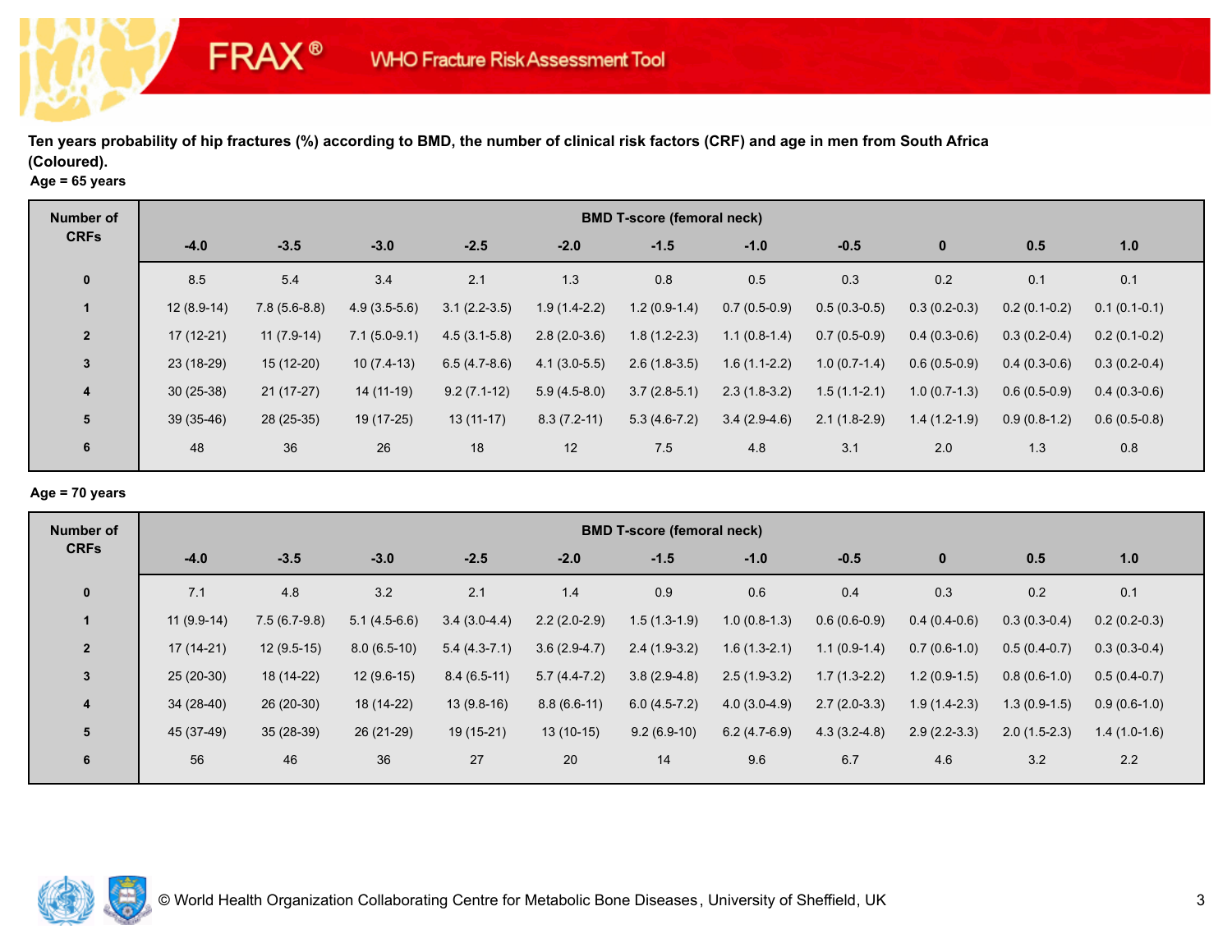Ten years probability of hip fractures (%) according to BMD, the number of clinical risk factors (CRF) and age in men from South Africa (Coloured).

**Age = 65 years**

| Number of CRFs | BMD T-score (femoral neck) | | | | | | | | | | |
|---|---|---|---|---|---|---|---|---|---|---|---|
| | -4.0 | -3.5 | -3.0 | -2.5 | -2.0 | -1.5 | -1.0 | -0.5 | 0 | 0.5 | 1.0 |
| 0 | 8.5 | 5.4 | 3.4 | 2.1 | 1.3 | 0.8 | 0.5 | 0.3 | 0.2 | 0.1 | 0.1 |
| 1 | 12 (8.9-14) | 7.8 (5.6-8.8) | 4.9 (3.5-5.6) | 3.1 (2.2-3.5) | 1.9 (1.4-2.2) | 1.2 (0.9-1.4) | 0.7 (0.5-0.9) | 0.5 (0.3-0.5) | 0.3 (0.2-0.3) | 0.2 (0.1-0.2) | 0.1 (0.1-0.1) |
| 2 | 17 (12-21) | 11 (7.9-14) | 7.1 (5.0-9.1) | 4.5 (3.1-5.8) | 2.8 (2.0-3.6) | 1.8 (1.2-2.3) | 1.1 (0.8-1.4) | 0.7 (0.5-0.9) | 0.4 (0.3-0.6) | 0.3 (0.2-0.4) | 0.2 (0.1-0.2) |
| 3 | 23 (18-29) | 15 (12-20) | 10 (7.4-13) | 6.5 (4.7-8.6) | 4.1 (3.0-5.5) | 2.6 (1.8-3.5) | 1.6 (1.1-2.2) | 1.0 (0.7-1.4) | 0.6 (0.5-0.9) | 0.4 (0.3-0.6) | 0.3 (0.2-0.4) |
| 4 | 30 (25-38) | 21 (17-27) | 14 (11-19) | 9.2 (7.1-12) | 5.9 (4.5-8.0) | 3.7 (2.8-5.1) | 2.3 (1.8-3.2) | 1.5 (1.1-2.1) | 1.0 (0.7-1.3) | 0.6 (0.5-0.9) | 0.4 (0.3-0.6) |
| 5 | 39 (35-46) | 28 (25-35) | 19 (17-25) | 13 (11-17) | 8.3 (7.2-11) | 5.3 (4.6-7.2) | 3.4 (2.9-4.6) | 2.1 (1.8-2.9) | 1.4 (1.2-1.9) | 0.9 (0.8-1.2) | 0.6 (0.5-0.8) |
| 6 | 48 | 36 | 26 | 18 | 12 | 7.5 | 4.8 | 3.1 | 2.0 | 1.3 | 0.8 |

**Age = 70 years**

| Number of CRFs | BMD T-score (femoral neck) | | | | | | | | | | |
|---|---|---|---|---|---|---|---|---|---|---|---|
| | -4.0 | -3.5 | -3.0 | -2.5 | -2.0 | -1.5 | -1.0 | -0.5 | 0 | 0.5 | 1.0 |
| 0 | 7.1 | 4.8 | 3.2 | 2.1 | 1.4 | 0.9 | 0.6 | 0.4 | 0.3 | 0.2 | 0.1 |
| 1 | 11 (9.9-14) | 7.5 (6.7-9.8) | 5.1 (4.5-6.6) | 3.4 (3.0-4.4) | 2.2 (2.0-2.9) | 1.5 (1.3-1.9) | 1.0 (0.8-1.3) | 0.6 (0.6-0.9) | 0.4 (0.4-0.6) | 0.3 (0.3-0.4) | 0.2 (0.2-0.3) |
| 2 | 17 (14-21) | 12 (9.5-15) | 8.0 (6.5-10) | 5.4 (4.3-7.1) | 3.6 (2.9-4.7) | 2.4 (1.9-3.2) | 1.6 (1.3-2.1) | 1.1 (0.9-1.4) | 0.7 (0.6-1.0) | 0.5 (0.4-0.7) | 0.3 (0.3-0.4) |
| 3 | 25 (20-30) | 18 (14-22) | 12 (9.6-15) | 8.4 (6.5-11) | 5.7 (4.4-7.2) | 3.8 (2.9-4.8) | 2.5 (1.9-3.2) | 1.7 (1.3-2.2) | 1.2 (0.9-1.5) | 0.8 (0.6-1.0) | 0.5 (0.4-0.7) |
| 4 | 34 (28-40) | 26 (20-30) | 18 (14-22) | 13 (9.8-16) | 8.8 (6.6-11) | 6.0 (4.5-7.2) | 4.0 (3.0-4.9) | 2.7 (2.0-3.3) | 1.9 (1.4-2.3) | 1.3 (0.9-1.5) | 0.9 (0.6-1.0) |
| 5 | 45 (37-49) | 35 (28-39) | 26 (21-29) | 19 (15-21) | 13 (10-15) | 9.2 (6.9-10) | 6.2 (4.7-6.9) | 4.3 (3.2-4.8) | 2.9 (2.2-3.3) | 2.0 (1.5-2.3) | 1.4 (1.0-1.6) |
| 6 | 56 | 46 | 36 | 27 | 20 | 14 | 9.6 | 6.7 | 4.6 | 3.2 | 2.2 |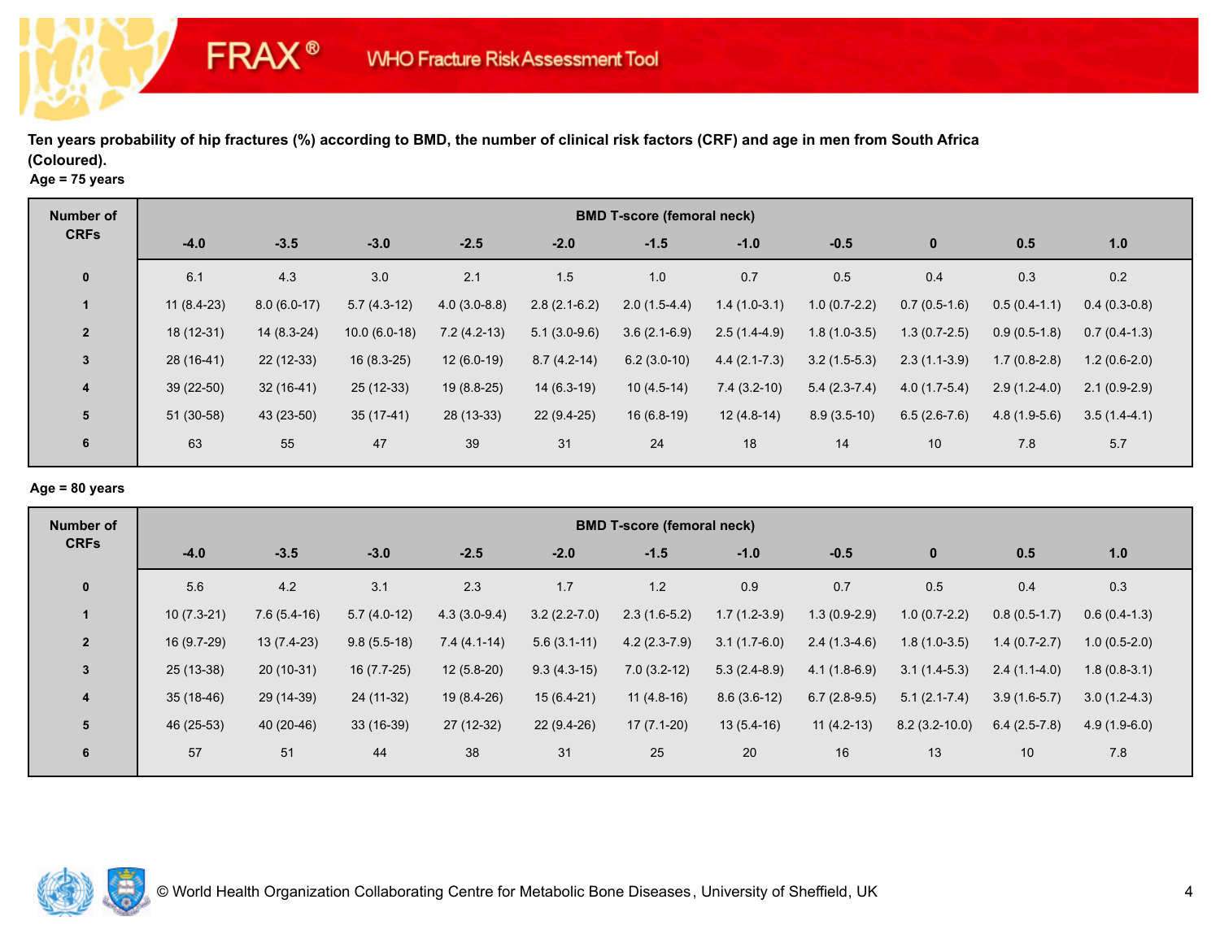# FRAX® WHO Fracture Risk Assessment Tool

**Ten years probability of hip fractures (%) according to BMD, the number of clinical risk factors (CRF) and age in men from South Africa (Coloured).**

**Age = 75 years**

| Number of CRFs | BMD T-score (femoral neck) | | | | | | | | | | |
|---|---|---|---|---|---|---|---|---|---|---|---|
| | -4.0 | -3.5 | -3.0 | -2.5 | -2.0 | -1.5 | -1.0 | -0.5 | 0 | 0.5 | 1.0 |
| 0 | 6.1 | 4.3 | 3.0 | 2.1 | 1.5 | 1.0 | 0.7 | 0.5 | 0.4 | 0.3 | 0.2 |
| 1 | 11 (8.4-23) | 8.0 (6.0-17) | 5.7 (4.3-12) | 4.0 (3.0-8.8) | 2.8 (2.1-6.2) | 2.0 (1.5-4.4) | 1.4 (1.0-3.1) | 1.0 (0.7-2.2) | 0.7 (0.5-1.6) | 0.5 (0.4-1.1) | 0.4 (0.3-0.8) |
| 2 | 18 (12-31) | 14 (8.3-24) | 10.0 (6.0-18) | 7.2 (4.2-13) | 5.1 (3.0-9.6) | 3.6 (2.1-6.9) | 2.5 (1.4-4.9) | 1.8 (1.0-3.5) | 1.3 (0.7-2.5) | 0.9 (0.5-1.8) | 0.7 (0.4-1.3) |
| 3 | 28 (16-41) | 22 (12-33) | 16 (8.3-25) | 12 (6.0-19) | 8.7 (4.2-14) | 6.2 (3.0-10) | 4.4 (2.1-7.3) | 3.2 (1.5-5.3) | 2.3 (1.1-3.9) | 1.7 (0.8-2.8) | 1.2 (0.6-2.0) |
| 4 | 39 (22-50) | 32 (16-41) | 25 (12-33) | 19 (8.8-25) | 14 (6.3-19) | 10 (4.5-14) | 7.4 (3.2-10) | 5.4 (2.3-7.4) | 4.0 (1.7-5.4) | 2.9 (1.2-4.0) | 2.1 (0.9-2.9) |
| 5 | 51 (30-58) | 43 (23-50) | 35 (17-41) | 28 (13-33) | 22 (9.4-25) | 16 (6.8-19) | 12 (4.8-14) | 8.9 (3.5-10) | 6.5 (2.6-7.6) | 4.8 (1.9-5.6) | 3.5 (1.4-4.1) |
| 6 | 63 | 55 | 47 | 39 | 31 | 24 | 18 | 14 | 10 | 7.8 | 5.7 |

**Age = 80 years**

| Number of CRFs | BMD T-score (femoral neck) | | | | | | | | | | |
|---|---|---|---|---|---|---|---|---|---|---|---|
| | -4.0 | -3.5 | -3.0 | -2.5 | -2.0 | -1.5 | -1.0 | -0.5 | 0 | 0.5 | 1.0 |
| 0 | 5.6 | 4.2 | 3.1 | 2.3 | 1.7 | 1.2 | 0.9 | 0.7 | 0.5 | 0.4 | 0.3 |
| 1 | 10 (7.3-21) | 7.6 (5.4-16) | 5.7 (4.0-12) | 4.3 (3.0-9.4) | 3.2 (2.2-7.0) | 2.3 (1.6-5.2) | 1.7 (1.2-3.9) | 1.3 (0.9-2.9) | 1.0 (0.7-2.2) | 0.8 (0.5-1.7) | 0.6 (0.4-1.3) |
| 2 | 16 (9.7-29) | 13 (7.4-23) | 9.8 (5.5-18) | 7.4 (4.1-14) | 5.6 (3.1-11) | 4.2 (2.3-7.9) | 3.1 (1.7-6.0) | 2.4 (1.3-4.6) | 1.8 (1.0-3.5) | 1.4 (0.7-2.7) | 1.0 (0.5-2.0) |
| 3 | 25 (13-38) | 20 (10-31) | 16 (7.7-25) | 12 (5.8-20) | 9.3 (4.3-15) | 7.0 (3.2-12) | 5.3 (2.4-8.9) | 4.1 (1.8-6.9) | 3.1 (1.4-5.3) | 2.4 (1.1-4.0) | 1.8 (0.8-3.1) |
| 4 | 35 (18-46) | 29 (14-39) | 24 (11-32) | 19 (8.4-26) | 15 (6.4-21) | 11 (4.8-16) | 8.6 (3.6-12) | 6.7 (2.8-9.5) | 5.1 (2.1-7.4) | 3.9 (1.6-5.7) | 3.0 (1.2-4.3) |
| 5 | 46 (25-53) | 40 (20-46) | 33 (16-39) | 27 (12-32) | 22 (9.4-26) | 17 (7.1-20) | 13 (5.4-16) | 11 (4.2-13) | 8.2 (3.2-10.0) | 6.4 (2.5-7.8) | 4.9 (1.9-6.0) |
| 6 | 57 | 51 | 44 | 38 | 31 | 25 | 20 | 16 | 13 | 10 | 7.8 |

© World Health Organization Collaborating Centre for Metabolic Bone Diseases, University of Sheffield, UK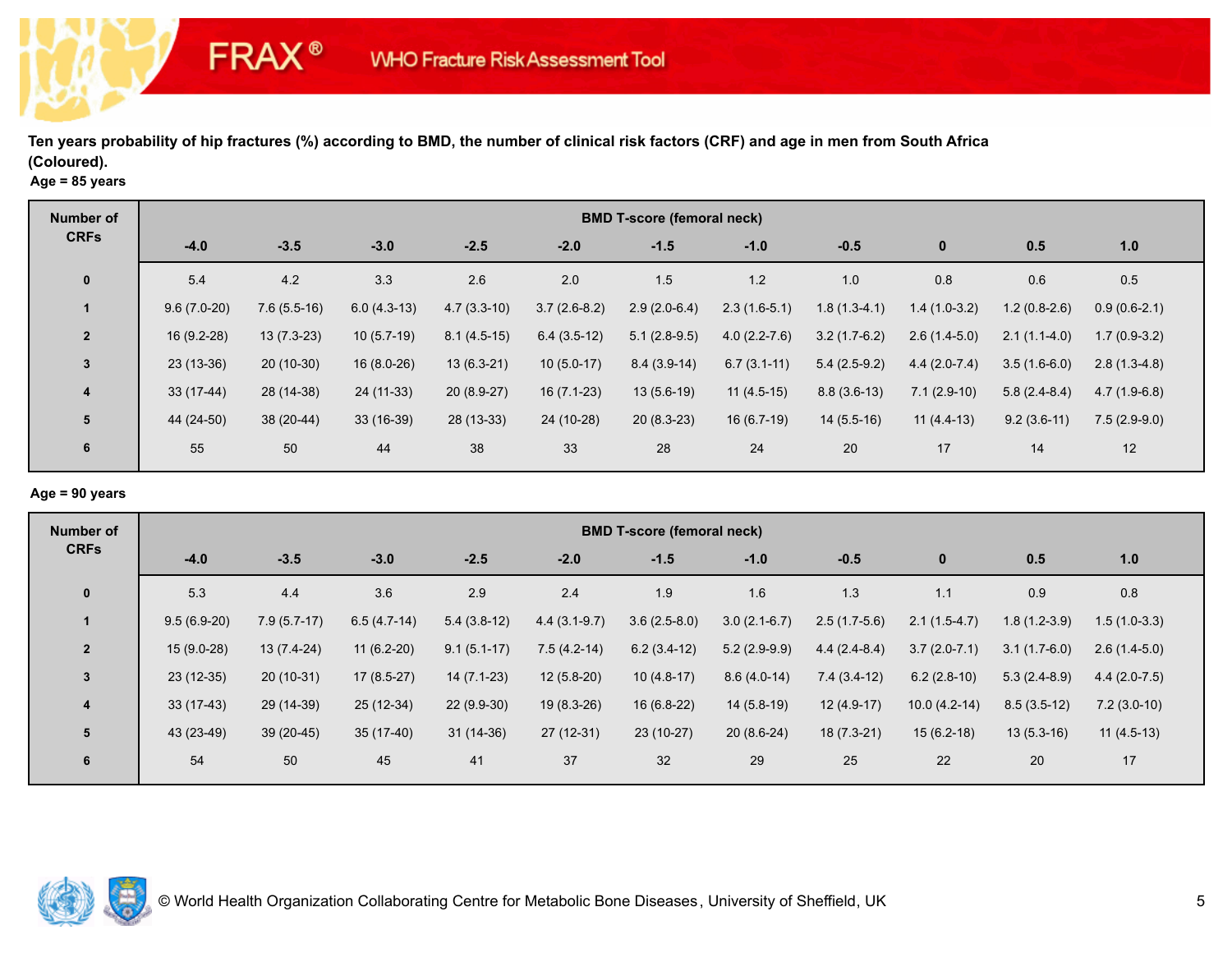**Ten years probability of hip fractures (%) according to BMD, the number of clinical risk factors (CRF) and age in men from South Africa (Coloured).**

**Age = 85 years**

| Number of CRFs | BMD T-score (femoral neck) | | | | | | | | | | |
|---|---|---|---|---|---|---|---|---|---|---|---|
| | -4.0 | -3.5 | -3.0 | -2.5 | -2.0 | -1.5 | -1.0 | -0.5 | 0 | 0.5 | 1.0 |
| 0 | 5.4 | 4.2 | 3.3 | 2.6 | 2.0 | 1.5 | 1.2 | 1.0 | 0.8 | 0.6 | 0.5 |
| 1 | 9.6 (7.0-20) | 7.6 (5.5-16) | 6.0 (4.3-13) | 4.7 (3.3-10) | 3.7 (2.6-8.2) | 2.9 (2.0-6.4) | 2.3 (1.6-5.1) | 1.8 (1.3-4.1) | 1.4 (1.0-3.2) | 1.2 (0.8-2.6) | 0.9 (0.6-2.1) |
| 2 | 16 (9.2-28) | 13 (7.3-23) | 10 (5.7-19) | 8.1 (4.5-15) | 6.4 (3.5-12) | 5.1 (2.8-9.5) | 4.0 (2.2-7.6) | 3.2 (1.7-6.2) | 2.6 (1.4-5.0) | 2.1 (1.1-4.0) | 1.7 (0.9-3.2) |
| 3 | 23 (13-36) | 20 (10-30) | 16 (8.0-26) | 13 (6.3-21) | 10 (5.0-17) | 8.4 (3.9-14) | 6.7 (3.1-11) | 5.4 (2.5-9.2) | 4.4 (2.0-7.4) | 3.5 (1.6-6.0) | 2.8 (1.3-4.8) |
| 4 | 33 (17-44) | 28 (14-38) | 24 (11-33) | 20 (8.9-27) | 16 (7.1-23) | 13 (5.6-19) | 11 (4.5-15) | 8.8 (3.6-13) | 7.1 (2.9-10) | 5.8 (2.4-8.4) | 4.7 (1.9-6.8) |
| 5 | 44 (24-50) | 38 (20-44) | 33 (16-39) | 28 (13-33) | 24 (10-28) | 20 (8.3-23) | 16 (6.7-19) | 14 (5.5-16) | 11 (4.4-13) | 9.2 (3.6-11) | 7.5 (2.9-9.0) |
| 6 | 55 | 50 | 44 | 38 | 33 | 28 | 24 | 20 | 17 | 14 | 12 |

**Age = 90 years**

| Number of CRFs | BMD T-score (femoral neck) | | | | | | | | | | |
|---|---|---|---|---|---|---|---|---|---|---|---|
| | -4.0 | -3.5 | -3.0 | -2.5 | -2.0 | -1.5 | -1.0 | -0.5 | 0 | 0.5 | 1.0 |
| 0 | 5.3 | 4.4 | 3.6 | 2.9 | 2.4 | 1.9 | 1.6 | 1.3 | 1.1 | 0.9 | 0.8 |
| 1 | 9.5 (6.9-20) | 7.9 (5.7-17) | 6.5 (4.7-14) | 5.4 (3.8-12) | 4.4 (3.1-9.7) | 3.6 (2.5-8.0) | 3.0 (2.1-6.7) | 2.5 (1.7-5.6) | 2.1 (1.5-4.7) | 1.8 (1.2-3.9) | 1.5 (1.0-3.3) |
| 2 | 15 (9.0-28) | 13 (7.4-24) | 11 (6.2-20) | 9.1 (5.1-17) | 7.5 (4.2-14) | 6.2 (3.4-12) | 5.2 (2.9-9.9) | 4.4 (2.4-8.4) | 3.7 (2.0-7.1) | 3.1 (1.7-6.0) | 2.6 (1.4-5.0) |
| 3 | 23 (12-35) | 20 (10-31) | 17 (8.5-27) | 14 (7.1-23) | 12 (5.8-20) | 10 (4.8-17) | 8.6 (4.0-14) | 7.4 (3.4-12) | 6.2 (2.8-10) | 5.3 (2.4-8.9) | 4.4 (2.0-7.5) |
| 4 | 33 (17-43) | 29 (14-39) | 25 (12-34) | 22 (9.9-30) | 19 (8.3-26) | 16 (6.8-22) | 14 (5.8-19) | 12 (4.9-17) | 10.0 (4.2-14) | 8.5 (3.5-12) | 7.2 (3.0-10) |
| 5 | 43 (23-49) | 39 (20-45) | 35 (17-40) | 31 (14-36) | 27 (12-31) | 23 (10-27) | 20 (8.6-24) | 18 (7.3-21) | 15 (6.2-18) | 13 (5.3-16) | 11 (4.5-13) |
| 6 | 54 | 50 | 45 | 41 | 37 | 32 | 29 | 25 | 22 | 20 | 17 |

© World Health Organization Collaborating Centre for Metabolic Bone Diseases, University of Sheffield, UK